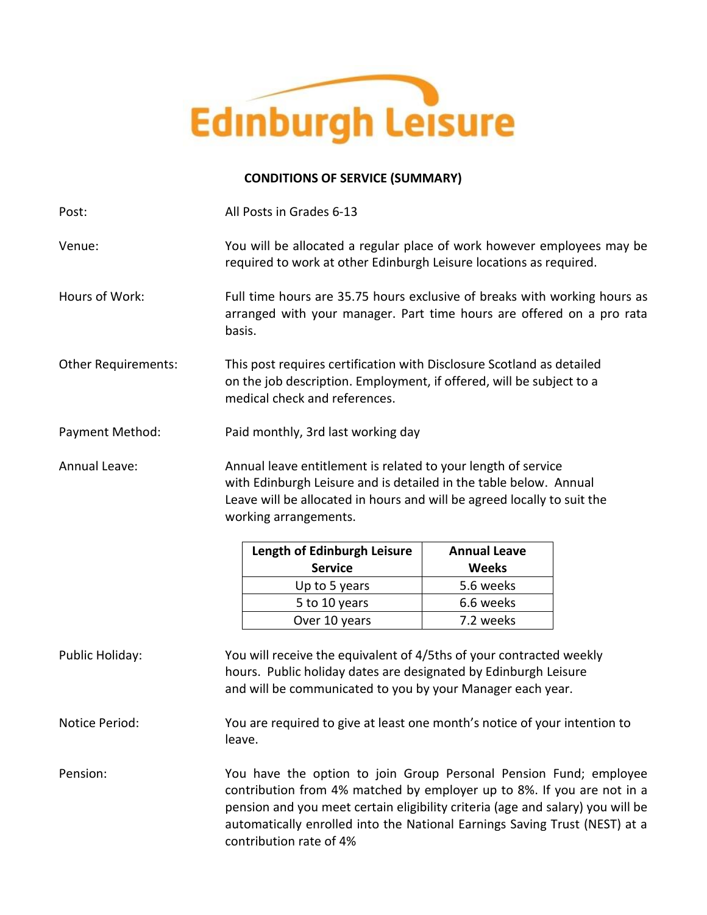Edinburgh Leisure

**CONDITIONS OF SERVICE (SUMMARY)**

**Post:** All Posts in Grades 6-13

**Venue:** You will be allocated a regular place of work however employees may be required to work at other Edinburgh Leisure locations as required.

**Hours of Work:** Full time hours are 35.75 hours exclusive of breaks with working hours as arranged with your manager. Part time hours are offered on a pro rata basis.

**Other Requirements:** This post requires certification with Disclosure Scotland as detailed on the job description. Employment, if offered, will be subject to a medical check and references.

**Payment Method:** Paid monthly, 3rd last working day

**Annual Leave:** Annual leave entitlement is related to your length of service with Edinburgh Leisure and is detailed in the table below. Annual Leave will be allocated in hours and will be agreed locally to suit the working arrangements.

| Length of Edinburgh Leisure Service | Annual Leave Weeks |
|---|---|
| Up to 5 years | 5.6 weeks |
| 5 to 10 years | 6.6 weeks |
| Over 10 years | 7.2 weeks |

**Public Holiday:** You will receive the equivalent of 4/5ths of your contracted weekly hours. Public holiday dates are designated by Edinburgh Leisure and will be communicated to you by your Manager each year.

**Notice Period:** You are required to give at least one month's notice of your intention to leave.

**Pension:** You have the option to join Group Personal Pension Fund; employee contribution from 4% matched by employer up to 8%. If you are not in a pension and you meet certain eligibility criteria (age and salary) you will be automatically enrolled into the National Earnings Saving Trust (NEST) at a contribution rate of 4%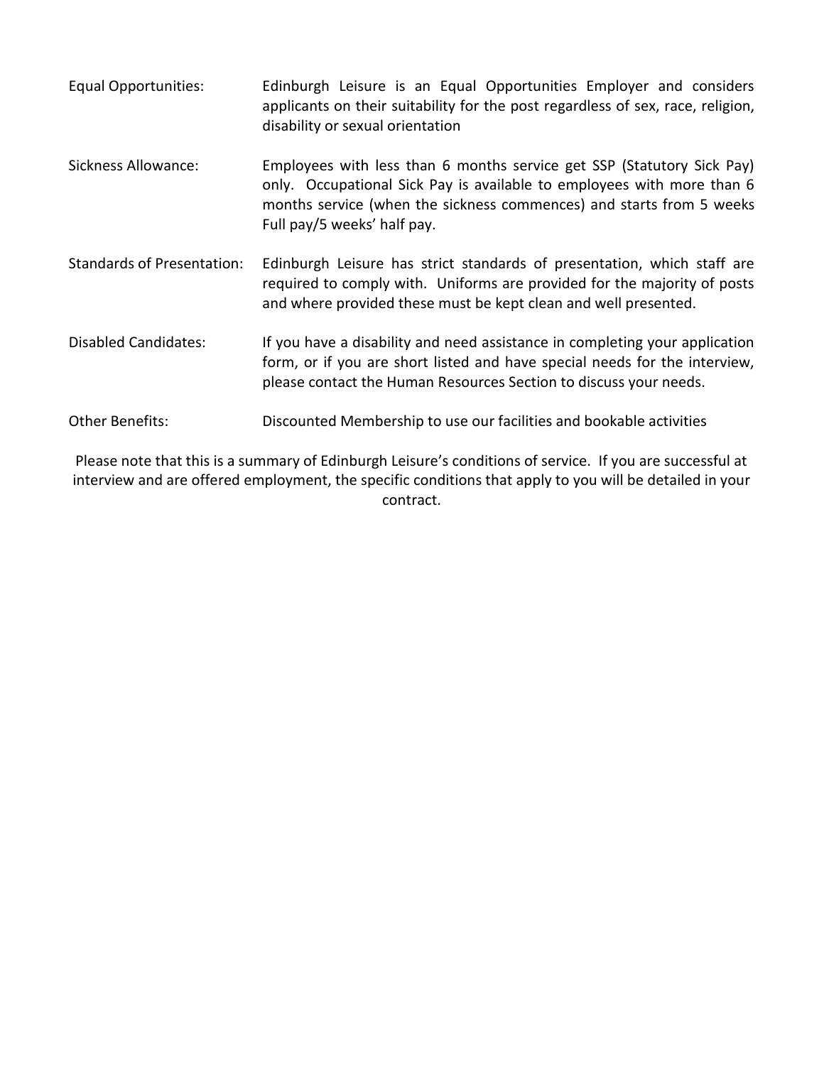| | |
|---|---|
| Equal Opportunities: | Edinburgh Leisure is an Equal Opportunities Employer and considers applicants on their suitability for the post regardless of sex, race, religion, disability or sexual orientation |
| Sickness Allowance: | Employees with less than 6 months service get SSP (Statutory Sick Pay) only. Occupational Sick Pay is available to employees with more than 6 months service (when the sickness commences) and starts from 5 weeks Full pay/5 weeks' half pay. |
| Standards of Presentation: | Edinburgh Leisure has strict standards of presentation, which staff are required to comply with. Uniforms are provided for the majority of posts and where provided these must be kept clean and well presented. |
| Disabled Candidates: | If you have a disability and need assistance in completing your application form, or if you are short listed and have special needs for the interview, please contact the Human Resources Section to discuss your needs. |
| Other Benefits: | Discounted Membership to use our facilities and bookable activities |

Please note that this is a summary of Edinburgh Leisure's conditions of service. If you are successful at interview and are offered employment, the specific conditions that apply to you will be detailed in your contract.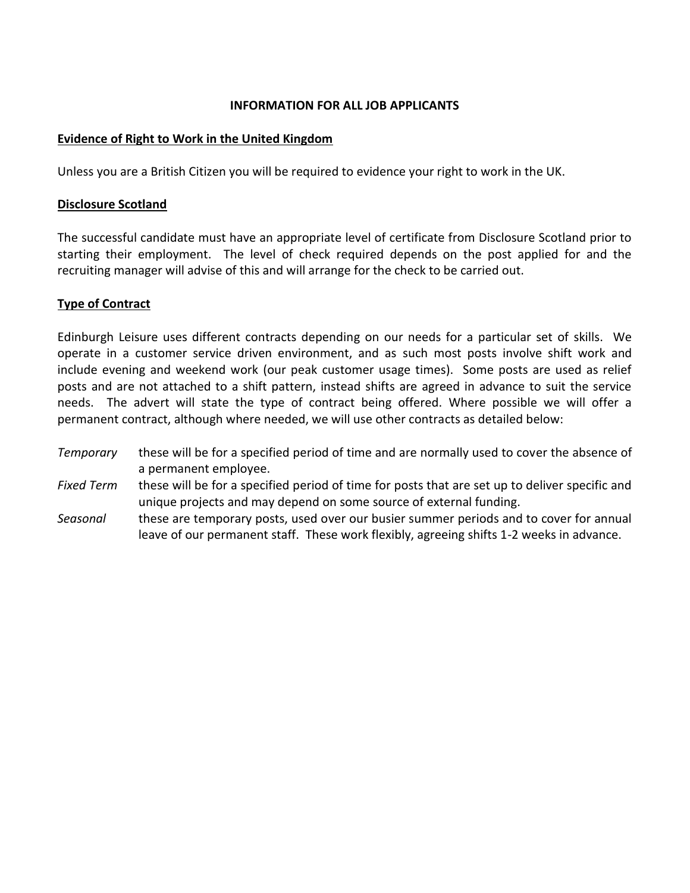## INFORMATION FOR ALL JOB APPLICANTS

### Evidence of Right to Work in the United Kingdom

Unless you are a British Citizen you will be required to evidence your right to work in the UK.

### Disclosure Scotland

The successful candidate must have an appropriate level of certificate from Disclosure Scotland prior to starting their employment. The level of check required depends on the post applied for and the recruiting manager will advise of this and will arrange for the check to be carried out.

### Type of Contract

Edinburgh Leisure uses different contracts depending on our needs for a particular set of skills. We operate in a customer service driven environment, and as such most posts involve shift work and include evening and weekend work (our peak customer usage times). Some posts are used as relief posts and are not attached to a shift pattern, instead shifts are agreed in advance to suit the service needs. The advert will state the type of contract being offered. Where possible we will offer a permanent contract, although where needed, we will use other contracts as detailed below:

- *Temporary* – these will be for a specified period of time and are normally used to cover the absence of a permanent employee.
- *Fixed Term* – these will be for a specified period of time for posts that are set up to deliver specific and unique projects and may depend on some source of external funding.
- *Seasonal* – these are temporary posts, used over our busier summer periods and to cover for annual leave of our permanent staff. These work flexibly, agreeing shifts 1-2 weeks in advance.